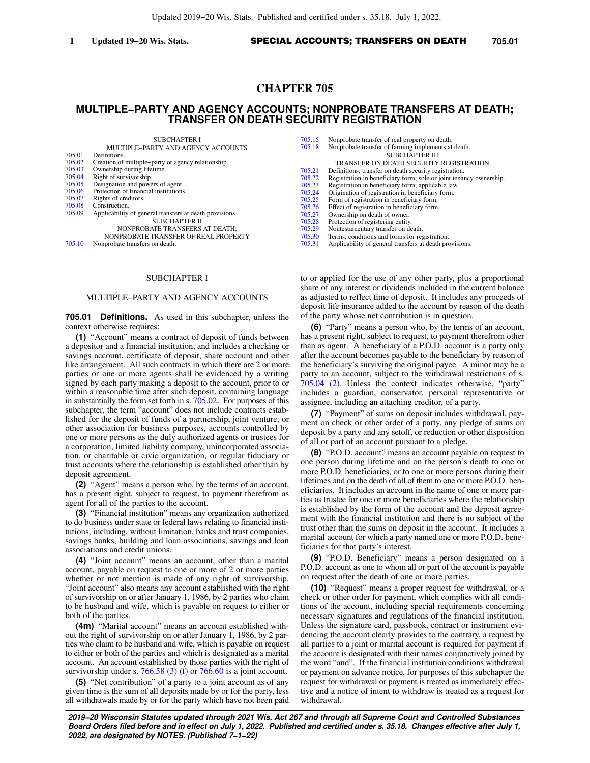# CHAPTER 705

## MULTIPLE–PARTY AND AGENCY ACCOUNTS; NONPROBATE TRANSFERS AT DEATH; TRANSFER ON DEATH SECURITY REGISTRATION

SUBCHAPTER I
MULTIPLE–PARTY AND AGENCY ACCOUNTS

| | |
|---|---|
| 705.01 | Definitions. |
| 705.02 | Creation of multiple–party or agency relationship. |
| 705.03 | Ownership during lifetime. |
| 705.04 | Right of survivorship. |
| 705.05 | Designation and powers of agent. |
| 705.06 | Protection of financial institutions. |
| 705.07 | Rights of creditors. |
| 705.08 | Construction. |
| 705.09 | Applicability of general transfers at death provisions. |

SUBCHAPTER II
NONPROBATE TRANSFERS AT DEATH;
NONPROBATE TRANSFER OF REAL PROPERTY

| | |
|---|---|
| 705.10 | Nonprobate transfers on death. |
| 705.15 | Nonprobate transfer of real property on death. |
| 705.18 | Nonprobate transfer of farming implements at death. |

SUBCHAPTER III
TRANSFER ON DEATH SECURITY REGISTRATION

| | |
|---|---|
| 705.21 | Definitions; transfer on death security registration. |
| 705.22 | Registration in beneficiary form; sole or joint tenancy ownership. |
| 705.23 | Registration in beneficiary form; applicable law. |
| 705.24 | Origination of registration in beneficiary form. |
| 705.25 | Form of registration in beneficiary form. |
| 705.26 | Effect of registration in beneficiary form. |
| 705.27 | Ownership on death of owner. |
| 705.28 | Protection of registering entity. |
| 705.29 | Nontestamentary transfer on death. |
| 705.30 | Terms, conditions and forms for registration. |
| 705.31 | Applicability of general transfers at death provisions. |

### SUBCHAPTER I

### MULTIPLE–PARTY AND AGENCY ACCOUNTS

**705.01 Definitions.** As used in this subchapter, unless the context otherwise requires:

**(1)** "Account" means a contract of deposit of funds between a depositor and a financial institution, and includes a checking or savings account, certificate of deposit, share account and other like arrangement. All such contracts in which there are 2 or more parties or one or more agents shall be evidenced by a writing signed by each party making a deposit to the account, prior to or within a reasonable time after such deposit, containing language in substantially the form set forth in s. 705.02. For purposes of this subchapter, the term "account" does not include contracts established for the deposit of funds of a partnership, joint venture, or other association for business purposes, accounts controlled by one or more persons as the duly authorized agents or trustees for a corporation, limited liability company, unincorporated association, or charitable or civic organization, or regular fiduciary or trust accounts where the relationship is established other than by deposit agreement.

**(2)** "Agent" means a person who, by the terms of an account, has a present right, subject to request, to payment therefrom as agent for all of the parties to the account.

**(3)** "Financial institution" means any organization authorized to do business under state or federal laws relating to financial institutions, including, without limitation, banks and trust companies, savings banks, building and loan associations, savings and loan associations and credit unions.

**(4)** "Joint account" means an account, other than a marital account, payable on request to one or more of 2 or more parties whether or not mention is made of any right of survivorship. "Joint account" also means any account established with the right of survivorship on or after January 1, 1986, by 2 parties who claim to be husband and wife, which is payable on request to either or both of the parties.

**(4m)** "Marital account" means an account established without the right of survivorship on or after January 1, 1986, by 2 parties who claim to be husband and wife, which is payable on request to either or both of the parties and which is designated as a marital account. An account established by those parties with the right of survivorship under s. 766.58 (3) (f) or 766.60 is a joint account.

**(5)** "Net contribution" of a party to a joint account as of any given time is the sum of all deposits made by or for the party, less all withdrawals made by or for the party which have not been paid to or applied for the use of any other party, plus a proportional share of any interest or dividends included in the current balance as adjusted to reflect time of deposit. It includes any proceeds of deposit life insurance added to the account by reason of the death of the party whose net contribution is in question.

**(6)** "Party" means a person who, by the terms of an account, has a present right, subject to request, to payment therefrom other than as agent. A beneficiary of a P.O.D. account is a party only after the account becomes payable to the beneficiary by reason of the beneficiary's surviving the original payee. A minor may be a party to an account, subject to the withdrawal restrictions of s. 705.04 (2). Unless the context indicates otherwise, "party" includes a guardian, conservator, personal representative or assignee, including an attaching creditor, of a party.

**(7)** "Payment" of sums on deposit includes withdrawal, payment on check or other order of a party, any pledge of sums on deposit by a party and any setoff, or reduction or other disposition of all or part of an account pursuant to a pledge.

**(8)** "P.O.D. account" means an account payable on request to one person during lifetime and on the person's death to one or more P.O.D. beneficiaries, or to one or more persons during their lifetimes and on the death of all of them to one or more P.O.D. beneficiaries. It includes an account in the name of one or more parties as trustee for one or more beneficiaries where the relationship is established by the form of the account and the deposit agreement with the financial institution and there is no subject of the trust other than the sums on deposit in the account. It includes a marital account for which a party named one or more P.O.D. beneficiaries for that party's interest.

**(9)** "P.O.D. Beneficiary" means a person designated on a P.O.D. account as one to whom all or part of the account is payable on request after the death of one or more parties.

**(10)** "Request" means a proper request for withdrawal, or a check or other order for payment, which complies with all conditions of the account, including special requirements concerning necessary signatures and regulations of the financial institution. Unless the signature card, passbook, contract or instrument evidencing the account clearly provides to the contrary, a request by all parties to a joint or marital account is required for payment if the account is designated with their names conjunctively joined by the word "and". If the financial institution conditions withdrawal or payment on advance notice, for purposes of this subchapter the request for withdrawal or payment is treated as immediately effective and a notice of intent to withdraw is treated as a request for withdrawal.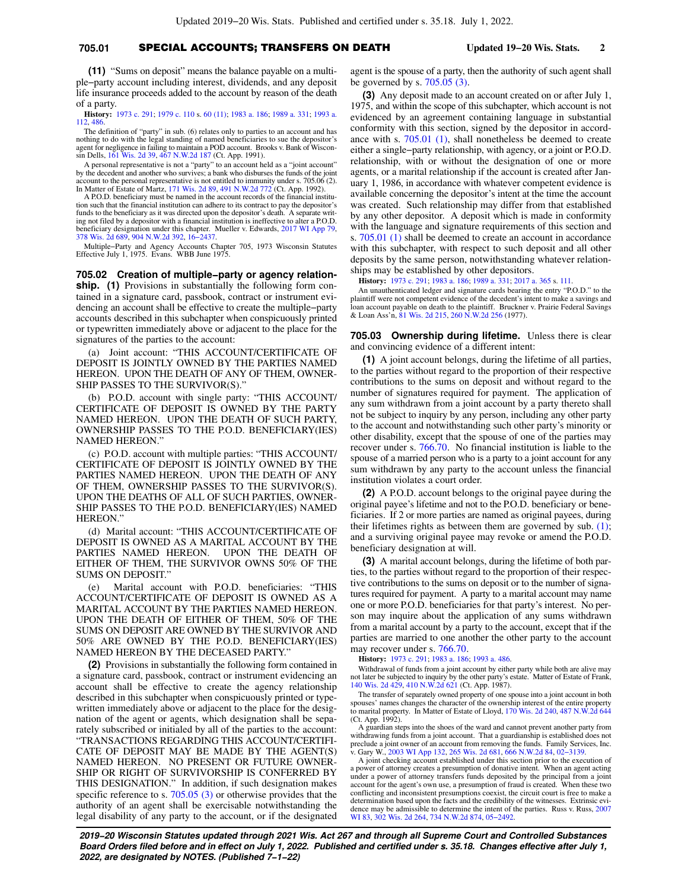**(11)** "Sums on deposit" means the balance payable on a multiple−party account including interest, dividends, and any deposit life insurance proceeds added to the account by reason of the death of a party.

**History:** 1973 c. 291; 1979 c. 110 s. 60 (11); 1983 a. 186; 1989 a. 331; 1993 a. 112, 486.

The definition of "party" in sub. (6) relates only to parties to an account and has nothing to do with the legal standing of named beneficiaries to sue the depositor's agent for negligence in failing to maintain a POD account. Brooks v. Bank of Wisconsin Dells, 161 Wis. 2d 39, 467 N.W.2d 187 (Ct. App. 1991).

A personal representative is not a "party" to an account held as a "joint account" by the decedent and another who survives; a bank who disburses the funds of the joint account to the personal representative is not entitled to immunity under s. 705.06 (2). In Matter of Estate of Martz, 171 Wis. 2d 89, 491 N.W.2d 772 (Ct. App. 1992).

A P.O.D. beneficiary must be named in the account records of the financial institution such that the financial institution can adhere to its contract to pay the depositor's funds to the beneficiary as it was directed upon the depositor's death. A separate writing not filed by a depositor with a financial institution is ineffective to alter a P.O.D. beneficiary designation under this chapter. Mueller v. Edwards, 2017 WI App 79, 378 Wis. 2d 689, 904 N.W.2d 392, 16−2437.

Multiple−Party and Agency Accounts Chapter 705, 1973 Wisconsin Statutes Effective July 1, 1975. Evans. WBB June 1975.

**705.02 Creation of multiple−party or agency relationship.** **(1)** Provisions in substantially the following form contained in a signature card, passbook, contract or instrument evidencing an account shall be effective to create the multiple−party accounts described in this subchapter when conspicuously printed or typewritten immediately above or adjacent to the place for the signatures of the parties to the account:

(a) Joint account: "THIS ACCOUNT/CERTIFICATE OF DEPOSIT IS JOINTLY OWNED BY THE PARTIES NAMED HEREON. UPON THE DEATH OF ANY OF THEM, OWNERSHIP PASSES TO THE SURVIVOR(S)."

(b) P.O.D. account with single party: "THIS ACCOUNT/CERTIFICATE OF DEPOSIT IS OWNED BY THE PARTY NAMED HEREON. UPON THE DEATH OF SUCH PARTY, OWNERSHIP PASSES TO THE P.O.D. BENEFICIARY(IES) NAMED HEREON."

(c) P.O.D. account with multiple parties: "THIS ACCOUNT/CERTIFICATE OF DEPOSIT IS JOINTLY OWNED BY THE PARTIES NAMED HEREON. UPON THE DEATH OF ANY OF THEM, OWNERSHIP PASSES TO THE SURVIVOR(S). UPON THE DEATHS OF ALL OF SUCH PARTIES, OWNERSHIP PASSES TO THE P.O.D. BENEFICIARY(IES) NAMED HEREON."

(d) Marital account: "THIS ACCOUNT/CERTIFICATE OF DEPOSIT IS OWNED AS A MARITAL ACCOUNT BY THE PARTIES NAMED HEREON. UPON THE DEATH OF EITHER OF THEM, THE SURVIVOR OWNS 50% OF THE SUMS ON DEPOSIT."

(e) Marital account with P.O.D. beneficiaries: "THIS ACCOUNT/CERTIFICATE OF DEPOSIT IS OWNED AS A MARITAL ACCOUNT BY THE PARTIES NAMED HEREON. UPON THE DEATH OF EITHER OF THEM, 50% OF THE SUMS ON DEPOSIT ARE OWNED BY THE SURVIVOR AND 50% ARE OWNED BY THE P.O.D. BENEFICIARY(IES) NAMED HEREON BY THE DECEASED PARTY."

**(2)** Provisions in substantially the following form contained in a signature card, passbook, contract or instrument evidencing an account shall be effective to create the agency relationship described in this subchapter when conspicuously printed or typewritten immediately above or adjacent to the place for the designation of the agent or agents, which designation shall be separately subscribed or initialed by all of the parties to the account: "TRANSACTIONS REGARDING THIS ACCOUNT/CERTIFICATE OF DEPOSIT MAY BE MADE BY THE AGENT(S) NAMED HEREON. NO PRESENT OR FUTURE OWNERSHIP OR RIGHT OF SURVIVORSHIP IS CONFERRED BY THIS DESIGNATION." In addition, if such designation makes specific reference to s. 705.05 (3) or otherwise provides that the authority of an agent shall be exercisable notwithstanding the legal disability of any party to the account, or if the designated agent is the spouse of a party, then the authority of such agent shall be governed by s. 705.05 (3).

**(3)** Any deposit made to an account created on or after July 1, 1975, and within the scope of this subchapter, which account is not evidenced by an agreement containing language in substantial conformity with this section, signed by the depositor in accordance with s. 705.01 (1), shall nonetheless be deemed to create either a single−party relationship, with agency, or a joint or P.O.D. relationship, with or without the designation of one or more agents, or a marital relationship if the account is created after January 1, 1986, in accordance with whatever competent evidence is available concerning the depositor's intent at the time the account was created. Such relationship may differ from that established by any other depositor. A deposit which is made in conformity with the language and signature requirements of this section and s. 705.01 (1) shall be deemed to create an account in accordance with this subchapter, with respect to such deposit and all other deposits by the same person, notwithstanding whatever relationships may be established by other depositors.

**History:** 1973 c. 291; 1983 a. 186; 1989 a. 331; 2017 a. 365 s. 111.

An unauthenticated ledger and signature cards bearing the entry "P.O.D." to the plaintiff were not competent evidence of the decedent's intent to make a savings and loan account payable on death to the plaintiff. Bruckner v. Prairie Federal Savings & Loan Ass'n, 81 Wis. 2d 215, 260 N.W.2d 256 (1977).

**705.03 Ownership during lifetime.** Unless there is clear and convincing evidence of a different intent:

**(1)** A joint account belongs, during the lifetime of all parties, to the parties without regard to the proportion of their respective contributions to the sums on deposit and without regard to the number of signatures required for payment. The application of any sum withdrawn from a joint account by a party thereto shall not be subject to inquiry by any person, including any other party to the account and notwithstanding such other party's minority or other disability, except that the spouse of one of the parties may recover under s. 766.70. No financial institution is liable to the spouse of a married person who is a party to a joint account for any sum withdrawn by any party to the account unless the financial institution violates a court order.

**(2)** A P.O.D. account belongs to the original payee during the original payee's lifetime and not to the P.O.D. beneficiary or beneficiaries. If 2 or more parties are named as original payees, during their lifetimes rights as between them are governed by sub. (1); and a surviving original payee may revoke or amend the P.O.D. beneficiary designation at will.

**(3)** A marital account belongs, during the lifetime of both parties, to the parties without regard to the proportion of their respective contributions to the sums on deposit or to the number of signatures required for payment. A party to a marital account may name one or more P.O.D. beneficiaries for that party's interest. No person may inquire about the application of any sums withdrawn from a marital account by a party to the account, except that if the parties are married to one another the other party to the account may recover under s. 766.70.

**History:** 1973 c. 291; 1983 a. 186; 1993 a. 486.

Withdrawal of funds from a joint account by either party while both are alive may not later be subjected to inquiry by the other party's estate. Matter of Estate of Frank, 140 Wis. 2d 429, 410 N.W.2d 621 (Ct. App. 1987).

The transfer of separately owned property of one spouse into a joint account in both spouses' names changes the character of the ownership interest of the entire property to marital property. In Matter of Estate of Lloyd, 170 Wis. 2d 240, 487 N.W.2d 644 (Ct. App. 1992).

A guardian steps into the shoes of the ward and cannot prevent another party from withdrawing funds from a joint account. That a guardianship is established does not preclude a joint owner of an account from removing the funds. Family Services, Inc. v. Gary W., 2003 WI App 132, 265 Wis. 2d 681, 666 N.W.2d 84, 02−3139.

A joint checking account established under this section prior to the execution of a power of attorney creates a presumption of donative intent. When an agent acting under a power of attorney transfers funds deposited by the principal from a joint account for the agent's own use, a presumption of fraud is created. When these two conflicting and inconsistent presumptions coexist, the circuit court is free to make a determination based upon the facts and the credibility of the witnesses. Extrinsic evidence may be admissible to determine the intent of the parties. Russ v. Russ, 2007 WI 83, 302 Wis. 2d 264, 734 N.W.2d 874, 05−2492.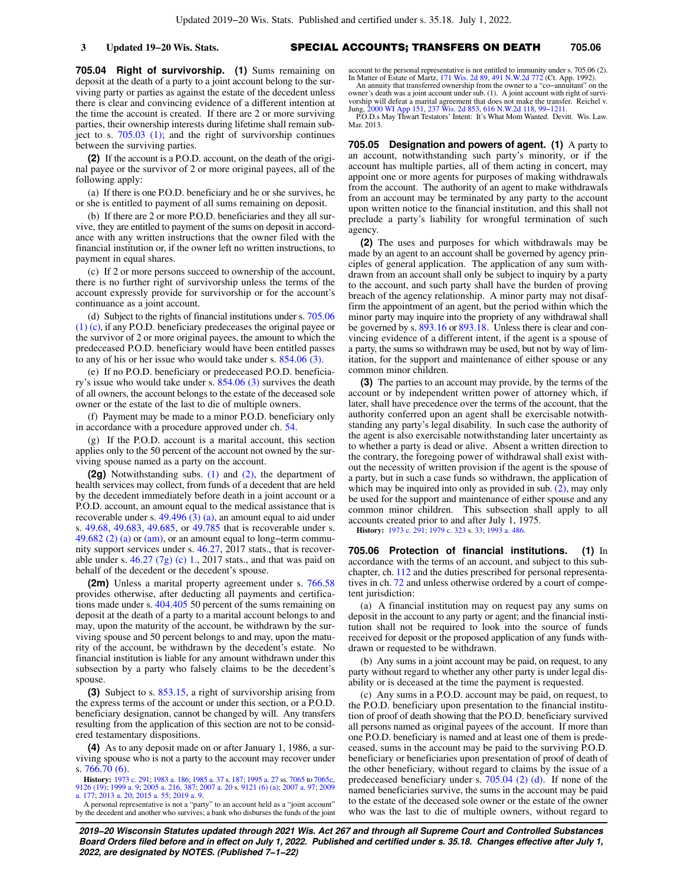**705.04 Right of survivorship. (1)** Sums remaining on deposit at the death of a party to a joint account belong to the surviving party or parties as against the estate of the decedent unless there is clear and convincing evidence of a different intention at the time the account is created. If there are 2 or more surviving parties, their ownership interests during lifetime shall remain subject to s. 705.03 (1); and the right of survivorship continues between the surviving parties.

**(2)** If the account is a P.O.D. account, on the death of the original payee or the survivor of 2 or more original payees, all of the following apply:

(a) If there is one P.O.D. beneficiary and he or she survives, he or she is entitled to payment of all sums remaining on deposit.

(b) If there are 2 or more P.O.D. beneficiaries and they all survive, they are entitled to payment of the sums on deposit in accordance with any written instructions that the owner filed with the financial institution or, if the owner left no written instructions, to payment in equal shares.

(c) If 2 or more persons succeed to ownership of the account, there is no further right of survivorship unless the terms of the account expressly provide for survivorship or for the account's continuance as a joint account.

(d) Subject to the rights of financial institutions under s. 705.06 (1) (c), if any P.O.D. beneficiary predeceases the original payee or the survivor of 2 or more original payees, the amount to which the predeceased P.O.D. beneficiary would have been entitled passes to any of his or her issue who would take under s. 854.06 (3).

(e) If no P.O.D. beneficiary or predeceased P.O.D. beneficiary's issue who would take under s. 854.06 (3) survives the death of all owners, the account belongs to the estate of the deceased sole owner or the estate of the last to die of multiple owners.

(f) Payment may be made to a minor P.O.D. beneficiary only in accordance with a procedure approved under ch. 54.

(g) If the P.O.D. account is a marital account, this section applies only to the 50 percent of the account not owned by the surviving spouse named as a party on the account.

**(2g)** Notwithstanding subs. (1) and (2), the department of health services may collect, from funds of a decedent that are held by the decedent immediately before death in a joint account or a P.O.D. account, an amount equal to the medical assistance that is recoverable under s. 49.496 (3) (a), an amount equal to aid under s. 49.68, 49.683, 49.685, or 49.785 that is recoverable under s. 49.682 (2) (a) or (am), or an amount equal to long-term community support services under s. 46.27, 2017 stats., that is recoverable under s. 46.27 (7g) (c) 1., 2017 stats., and that was paid on behalf of the decedent or the decedent's spouse.

**(2m)** Unless a marital property agreement under s. 766.58 provides otherwise, after deducting all payments and certifications made under s. 404.405 50 percent of the sums remaining on deposit at the death of a party to a marital account belongs to and may, upon the maturity of the account, be withdrawn by the surviving spouse and 50 percent belongs to and may, upon the maturity of the account, be withdrawn by the decedent's estate. No financial institution is liable for any amount withdrawn under this subsection by a party who falsely claims to be the decedent's spouse.

**(3)** Subject to s. 853.15, a right of survivorship arising from the express terms of the account or under this section, or a P.O.D. beneficiary designation, cannot be changed by will. Any transfers resulting from the application of this section are not to be considered testamentary dispositions.

**(4)** As to any deposit made on or after January 1, 1986, a surviving spouse who is not a party to the account may recover under s. 766.70 (6).

**History:** 1973 c. 291; 1983 a. 186; 1985 a. 37 s. 187; 1995 a. 27 ss. 7065 to 7065c, 9126 (19); 1999 a. 9; 2005 a. 216, 387; 2007 a. 20 s. 9121 (6) (a); 2007 a. 97; 2009 a. 177; 2013 a. 20; 2015 a. 55; 2019 a. 9.

A personal representative is not a "party" to an account held as a "joint account" by the decedent and another who survives; a bank who disburses the funds of the joint account to the personal representative is not entitled to immunity under s. 705.06 (2). In Matter of Estate of Martz, 171 Wis. 2d 89, 491 N.W.2d 772 (Ct. App. 1992).

An annuity that transferred ownership from the owner to a "co-annuitant" on the owner's death was a joint account under sub. (1). A joint account with right of survivorship will defeat a marital agreement that does not make the transfer. Reichel v. Jung, 2000 WI App 151, 237 Wis. 2d 853, 616 N.W.2d 118, 99-1211.

P.O.D.s May Thwart Testators' Intent: It's What Mom Wanted. Devitt. Wis. Law. Mar. 2013.

**705.05 Designation and powers of agent. (1)** A party to an account, notwithstanding such party's minority, or if the account has multiple parties, all of them acting in concert, may appoint one or more agents for purposes of making withdrawals from the account. The authority of an agent to make withdrawals from an account may be terminated by any party to the account upon written notice to the financial institution, and this shall not preclude a party's liability for wrongful termination of such agency.

**(2)** The uses and purposes for which withdrawals may be made by an agent to an account shall be governed by agency principles of general application. The application of any sum withdrawn from an account shall only be subject to inquiry by a party to the account, and such party shall have the burden of proving breach of the agency relationship. A minor party may not disaffirm the appointment of an agent, but the period within which the minor party may inquire into the propriety of any withdrawal shall be governed by s. 893.16 or 893.18. Unless there is clear and convincing evidence of a different intent, if the agent is a spouse of a party, the sums so withdrawn may be used, but not by way of limitation, for the support and maintenance of either spouse or any common minor children.

**(3)** The parties to an account may provide, by the terms of the account or by independent written power of attorney which, if later, shall have precedence over the terms of the account, that the authority conferred upon an agent shall be exercisable notwithstanding any party's legal disability. In such case the authority of the agent is also exercisable notwithstanding later uncertainty as to whether a party is dead or alive. Absent a written direction to the contrary, the foregoing power of withdrawal shall exist without the necessity of written provision if the agent is the spouse of a party, but in such a case funds so withdrawn, the application of which may be inquired into only as provided in sub. (2), may only be used for the support and maintenance of either spouse and any common minor children. This subsection shall apply to all accounts created prior to and after July 1, 1975.

**History:** 1973 c. 291; 1979 c. 323 s. 33; 1993 a. 486.

**705.06 Protection of financial institutions. (1)** In accordance with the terms of an account, and subject to this subchapter, ch. 112 and the duties prescribed for personal representatives in ch. 72 and unless otherwise ordered by a court of competent jurisdiction:

(a) A financial institution may on request pay any sums on deposit in the account to any party or agent; and the financial institution shall not be required to look into the source of funds received for deposit or the proposed application of any funds withdrawn or requested to be withdrawn.

(b) Any sums in a joint account may be paid, on request, to any party without regard to whether any other party is under legal disability or is deceased at the time the payment is requested.

(c) Any sums in a P.O.D. account may be paid, on request, to the P.O.D. beneficiary upon presentation to the financial institution of proof of death showing that the P.O.D. beneficiary survived all persons named as original payees of the account. If more than one P.O.D. beneficiary is named and at least one of them is predeceased, sums in the account may be paid to the surviving P.O.D. beneficiary or beneficiaries upon presentation of proof of death of the other beneficiary, without regard to claims by the issue of a predeceased beneficiary under s. 705.04 (2) (d). If none of the named beneficiaries survive, the sums in the account may be paid to the estate of the deceased sole owner or the estate of the owner who was the last to die of multiple owners, without regard to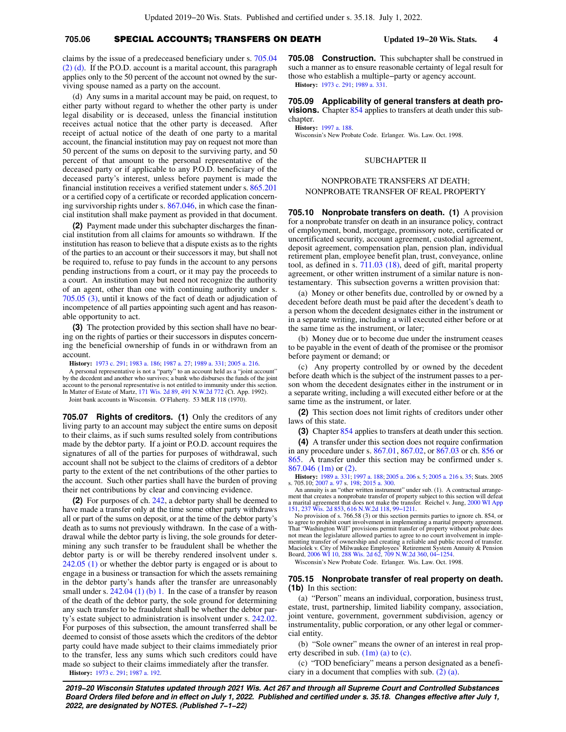claims by the issue of a predeceased beneficiary under s. 705.04 (2) (d). If the P.O.D. account is a marital account, this paragraph applies only to the 50 percent of the account not owned by the surviving spouse named as a party on the account.

(d) Any sums in a marital account may be paid, on request, to either party without regard to whether the other party is under legal disability or is deceased, unless the financial institution receives actual notice that the other party is deceased. After receipt of actual notice of the death of one party to a marital account, the financial institution may pay on request not more than 50 percent of the sums on deposit to the surviving party, and 50 percent of that amount to the personal representative of the deceased party or if applicable to any P.O.D. beneficiary of the deceased party's interest, unless before payment is made the financial institution receives a verified statement under s. 865.201 or a certified copy of a certificate or recorded application concerning survivorship rights under s. 867.046, in which case the financial institution shall make payment as provided in that document.

**(2)** Payment made under this subchapter discharges the financial institution from all claims for amounts so withdrawn. If the institution has reason to believe that a dispute exists as to the rights of the parties to an account or their successors it may, but shall not be required to, refuse to pay funds in the account to any persons pending instructions from a court, or it may pay the proceeds to a court. An institution may but need not recognize the authority of an agent, other than one with continuing authority under s. 705.05 (3), until it knows of the fact of death or adjudication of incompetence of all parties appointing such agent and has reasonable opportunity to act.

**(3)** The protection provided by this section shall have no bearing on the rights of parties or their successors in disputes concerning the beneficial ownership of funds in or withdrawn from an account.

**History:** 1973 c. 291; 1983 a. 186; 1987 a. 27; 1989 a. 331; 2005 a. 216.

A personal representative is not a "party" to an account held as a "joint account" by the decedent and another who survives; a bank who disburses the funds of the joint account to the personal representative is not entitled to immunity under this section. In Matter of Estate of Martz, 171 Wis. 2d 89, 491 N.W.2d 772 (Ct. App. 1992).

Joint bank accounts in Wisconsin. O'Flaherty. 53 MLR 118 (1970).

**705.07 Rights of creditors. (1)** Only the creditors of any living party to an account may subject the entire sums on deposit to their claims, as if such sums resulted solely from contributions made by the debtor party. If a joint or P.O.D. account requires the signatures of all of the parties for purposes of withdrawal, such account shall not be subject to the claims of creditors of a debtor party to the extent of the net contributions of the other parties to the account. Such other parties shall have the burden of proving their net contributions by clear and convincing evidence.

**(2)** For purposes of ch. 242, a debtor party shall be deemed to have made a transfer only at the time some other party withdraws all or part of the sums on deposit, or at the time of the debtor party's death as to sums not previously withdrawn. In the case of a withdrawal while the debtor party is living, the sole grounds for determining any such transfer to be fraudulent shall be whether the debtor party is or will be thereby rendered insolvent under s. 242.05 (1) or whether the debtor party is engaged or is about to engage in a business or transaction for which the assets remaining in the debtor party's hands after the transfer are unreasonably small under s. 242.04 (1) (b) 1. In the case of a transfer by reason of the death of the debtor party, the sole ground for determining any such transfer to be fraudulent shall be whether the debtor party's estate subject to administration is insolvent under s. 242.02. For purposes of this subsection, the amount transferred shall be deemed to consist of those assets which the creditors of the debtor party could have made subject to their claims immediately prior to the transfer, less any sums which such creditors could have made so subject to their claims immediately after the transfer.

**History:** 1973 c. 291; 1987 a. 192.

**705.08 Construction.** This subchapter shall be construed in such a manner as to ensure reasonable certainty of legal result for those who establish a multiple−party or agency account.

**History:** 1973 c. 291; 1989 a. 331.

**705.09 Applicability of general transfers at death provisions.** Chapter 854 applies to transfers at death under this subchapter.

**History:** 1997 a. 188.

Wisconsin's New Probate Code. Erlanger. Wis. Law. Oct. 1998.

## SUBCHAPTER II

## NONPROBATE TRANSFERS AT DEATH; NONPROBATE TRANSFER OF REAL PROPERTY

**705.10 Nonprobate transfers on death. (1)** A provision for a nonprobate transfer on death in an insurance policy, contract of employment, bond, mortgage, promissory note, certificated or uncertificated security, account agreement, custodial agreement, deposit agreement, compensation plan, pension plan, individual retirement plan, employee benefit plan, trust, conveyance, online tool, as defined in s. 711.03 (18), deed of gift, marital property agreement, or other written instrument of a similar nature is nontestamentary. This subsection governs a written provision that:

(a) Money or other benefits due, controlled by or owned by a decedent before death must be paid after the decedent's death to a person whom the decedent designates either in the instrument or in a separate writing, including a will executed either before or at the same time as the instrument, or later;

(b) Money due or to become due under the instrument ceases to be payable in the event of death of the promisee or the promisor before payment or demand; or

(c) Any property controlled by or owned by the decedent before death which is the subject of the instrument passes to a person whom the decedent designates either in the instrument or in a separate writing, including a will executed either before or at the same time as the instrument, or later.

**(2)** This section does not limit rights of creditors under other laws of this state.

**(3)** Chapter 854 applies to transfers at death under this section.

**(4)** A transfer under this section does not require confirmation in any procedure under s. 867.01, 867.02, or 867.03 or ch. 856 or 865. A transfer under this section may be confirmed under s. 867.046 (1m) or (2).

**History:** 1989 a. 331; 1997 a. 188; 2005 a. 206 s. 5; 2005 a. 216 s. 35; Stats. 2005 s. 705.10; 2007 a. 97 s. 198; 2015 a. 300.

An annuity is an "other written instrument" under sub. (1). A contractual arrangement that creates a nonprobate transfer of property subject to this section will defeat a marital agreement that does not make the transfer. Reichel v. Jung, 2000 WI App 151, 237 Wis. 2d 853, 616 N.W.2d 118, 99−1211.

No provision of s. 766.58 (3) or this section permits parties to ignore ch. 854, or to agree to prohibit court involvement in implementing a marital property agreement. That "Washington Will" provisions permit transfer of property without probate does not mean the legislature allowed parties to agree to no court involvement in implementing transfer of ownership and creating a reliable and public record of transfer. Maciolek v. City of Milwaukee Employees' Retirement System Annuity & Pension Board, 2006 WI 10, 288 Wis. 2d 62, 709 N.W.2d 360, 04−1254.

Wisconsin's New Probate Code. Erlanger. Wis. Law. Oct. 1998.

**705.15 Nonprobate transfer of real property on death. (1b)** In this section:

(a) "Person" means an individual, corporation, business trust, estate, trust, partnership, limited liability company, association, joint venture, government, government subdivision, agency or instrumentality, public corporation, or any other legal or commercial entity.

(b) "Sole owner" means the owner of an interest in real property described in sub. (1m) (a) to (c).

(c) "TOD beneficiary" means a person designated as a beneficiary in a document that complies with sub. (2) (a).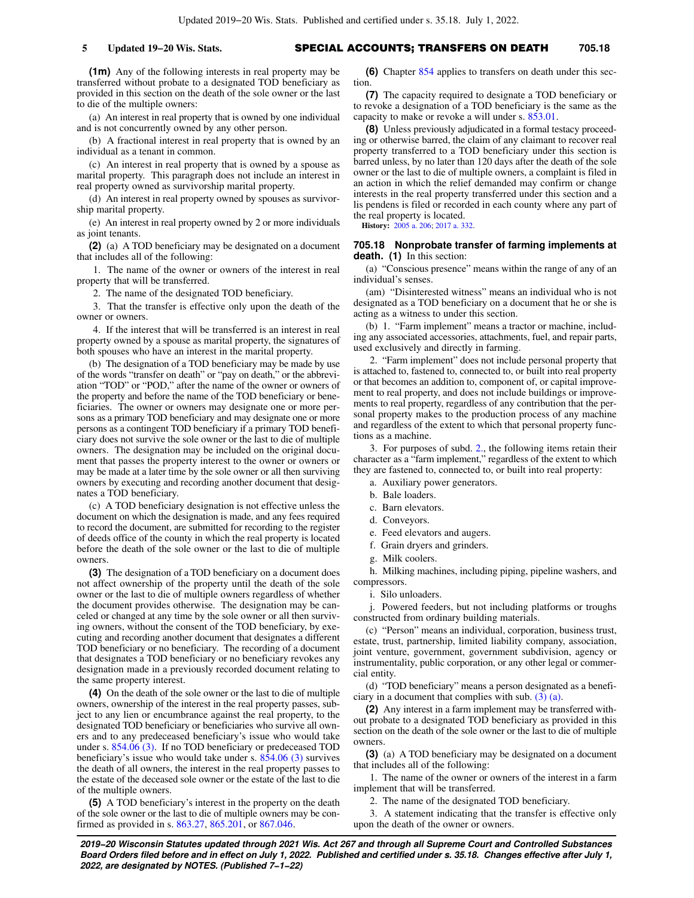**(1m)** Any of the following interests in real property may be transferred without probate to a designated TOD beneficiary as provided in this section on the death of the sole owner or the last to die of the multiple owners:

(a) An interest in real property that is owned by one individual and is not concurrently owned by any other person.

(b) A fractional interest in real property that is owned by an individual as a tenant in common.

(c) An interest in real property that is owned by a spouse as marital property. This paragraph does not include an interest in real property owned as survivorship marital property.

(d) An interest in real property owned by spouses as survivorship marital property.

(e) An interest in real property owned by 2 or more individuals as joint tenants.

**(2)** (a) A TOD beneficiary may be designated on a document that includes all of the following:

1. The name of the owner or owners of the interest in real property that will be transferred.

2. The name of the designated TOD beneficiary.

3. That the transfer is effective only upon the death of the owner or owners.

4. If the interest that will be transferred is an interest in real property owned by a spouse as marital property, the signatures of both spouses who have an interest in the marital property.

(b) The designation of a TOD beneficiary may be made by use of the words "transfer on death" or "pay on death," or the abbreviation "TOD" or "POD," after the name of the owner or owners of the property and before the name of the TOD beneficiary or beneficiaries. The owner or owners may designate one or more persons as a primary TOD beneficiary and may designate one or more persons as a contingent TOD beneficiary if a primary TOD beneficiary does not survive the sole owner or the last to die of multiple owners. The designation may be included on the original document that passes the property interest to the owner or owners or may be made at a later time by the sole owner or all then surviving owners by executing and recording another document that designates a TOD beneficiary.

(c) A TOD beneficiary designation is not effective unless the document on which the designation is made, and any fees required to record the document, are submitted for recording to the register of deeds office of the county in which the real property is located before the death of the sole owner or the last to die of multiple owners.

**(3)** The designation of a TOD beneficiary on a document does not affect ownership of the property until the death of the sole owner or the last to die of multiple owners regardless of whether the document provides otherwise. The designation may be canceled or changed at any time by the sole owner or all then surviving owners, without the consent of the TOD beneficiary, by executing and recording another document that designates a different TOD beneficiary or no beneficiary. The recording of a document that designates a TOD beneficiary or no beneficiary revokes any designation made in a previously recorded document relating to the same property interest.

**(4)** On the death of the sole owner or the last to die of multiple owners, ownership of the interest in the real property passes, subject to any lien or encumbrance against the real property, to the designated TOD beneficiary or beneficiaries who survive all owners and to any predeceased beneficiary's issue who would take under s. 854.06 (3). If no TOD beneficiary or predeceased TOD beneficiary's issue who would take under s. 854.06 (3) survives the death of all owners, the interest in the real property passes to the estate of the deceased sole owner or the estate of the last to die of the multiple owners.

**(5)** A TOD beneficiary's interest in the property on the death of the sole owner or the last to die of multiple owners may be confirmed as provided in s. 863.27, 865.201, or 867.046.

**(6)** Chapter 854 applies to transfers on death under this section.

**(7)** The capacity required to designate a TOD beneficiary or to revoke a designation of a TOD beneficiary is the same as the capacity to make or revoke a will under s. 853.01.

**(8)** Unless previously adjudicated in a formal testacy proceeding or otherwise barred, the claim of any claimant to recover real property transferred to a TOD beneficiary under this section is barred unless, by no later than 120 days after the death of the sole owner or the last to die of multiple owners, a complaint is filed in an action in which the relief demanded may confirm or change interests in the real property transferred under this section and a lis pendens is filed or recorded in each county where any part of the real property is located.

**History:** 2005 a. 206; 2017 a. 332.

### 705.18 Nonprobate transfer of farming implements at death.

**(1)** In this section:

(a) "Conscious presence" means within the range of any of an individual's senses.

(am) "Disinterested witness" means an individual who is not designated as a TOD beneficiary on a document that he or she is acting as a witness to under this section.

(b) 1. "Farm implement" means a tractor or machine, including any associated accessories, attachments, fuel, and repair parts, used exclusively and directly in farming.

2. "Farm implement" does not include personal property that is attached to, fastened to, connected to, or built into real property or that becomes an addition to, component of, or capital improvement to real property, and does not include buildings or improvements to real property, regardless of any contribution that the personal property makes to the production process of any machine and regardless of the extent to which that personal property functions as a machine.

3. For purposes of subd. 2., the following items retain their character as a "farm implement," regardless of the extent to which they are fastened to, connected to, or built into real property:

a. Auxiliary power generators.

b. Bale loaders.

c. Barn elevators.

d. Conveyors.

e. Feed elevators and augers.

f. Grain dryers and grinders.

g. Milk coolers.

h. Milking machines, including piping, pipeline washers, and compressors.

i. Silo unloaders.

j. Powered feeders, but not including platforms or troughs constructed from ordinary building materials.

(c) "Person" means an individual, corporation, business trust, estate, trust, partnership, limited liability company, association, joint venture, government, government subdivision, agency or instrumentality, public corporation, or any other legal or commercial entity.

(d) "TOD beneficiary" means a person designated as a beneficiary in a document that complies with sub. (3) (a).

**(2)** Any interest in a farm implement may be transferred without probate to a designated TOD beneficiary as provided in this section on the death of the sole owner or the last to die of multiple owners.

**(3)** (a) A TOD beneficiary may be designated on a document that includes all of the following:

1. The name of the owner or owners of the interest in a farm implement that will be transferred.

2. The name of the designated TOD beneficiary.

3. A statement indicating that the transfer is effective only upon the death of the owner or owners.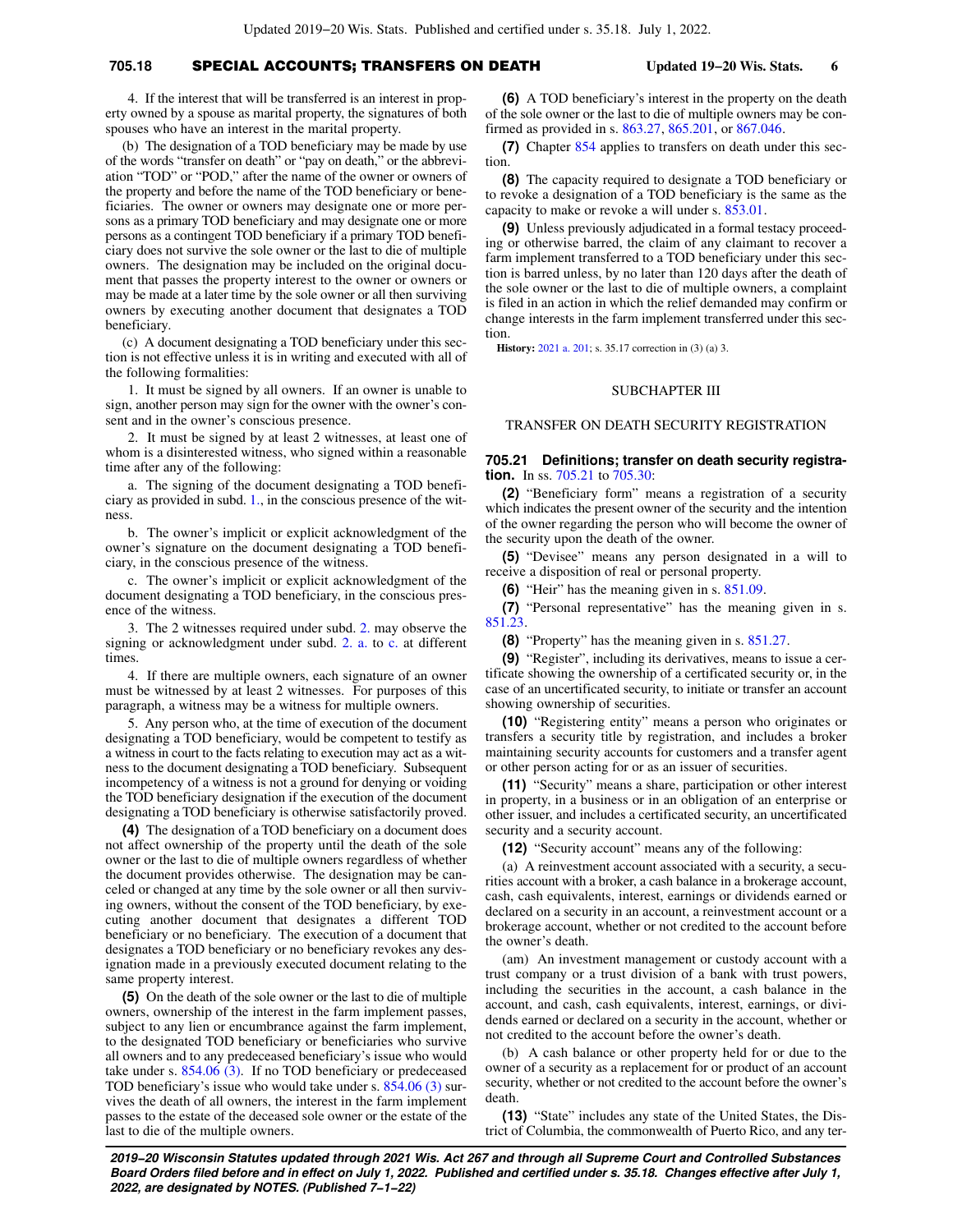4. If the interest that will be transferred is an interest in property owned by a spouse as marital property, the signatures of both spouses who have an interest in the marital property.

(b) The designation of a TOD beneficiary may be made by use of the words "transfer on death" or "pay on death," or the abbreviation "TOD" or "POD," after the name of the owner or owners of the property and before the name of the TOD beneficiary or beneficiaries. The owner or owners may designate one or more persons as a primary TOD beneficiary and may designate one or more persons as a contingent TOD beneficiary if a primary TOD beneficiary does not survive the sole owner or the last to die of multiple owners. The designation may be included on the original document that passes the property interest to the owner or owners or may be made at a later time by the sole owner or all then surviving owners by executing another document that designates a TOD beneficiary.

(c) A document designating a TOD beneficiary under this section is not effective unless it is in writing and executed with all of the following formalities:

1. It must be signed by all owners. If an owner is unable to sign, another person may sign for the owner with the owner's consent and in the owner's conscious presence.

2. It must be signed by at least 2 witnesses, at least one of whom is a disinterested witness, who signed within a reasonable time after any of the following:

a. The signing of the document designating a TOD beneficiary as provided in subd. 1., in the conscious presence of the witness.

b. The owner's implicit or explicit acknowledgment of the owner's signature on the document designating a TOD beneficiary, in the conscious presence of the witness.

c. The owner's implicit or explicit acknowledgment of the document designating a TOD beneficiary, in the conscious presence of the witness.

3. The 2 witnesses required under subd. 2. may observe the signing or acknowledgment under subd. 2. a. to c. at different times.

4. If there are multiple owners, each signature of an owner must be witnessed by at least 2 witnesses. For purposes of this paragraph, a witness may be a witness for multiple owners.

5. Any person who, at the time of execution of the document designating a TOD beneficiary would be competent to testify as a witness in court to the facts relating to execution may act as a witness to the document designating a TOD beneficiary. Subsequent incompetency of a witness is not a ground for denying or voiding the TOD beneficiary designation if the execution of the document designating a TOD beneficiary is otherwise satisfactorily proved.

**(4)** The designation of a TOD beneficiary on a document does not affect ownership of the property until the death of the sole owner or the last to die of multiple owners regardless of whether the document provides otherwise. The designation may be canceled or changed at any time by the sole owner or all then surviving owners, without the consent of the TOD beneficiary, by executing another document that designates a different TOD beneficiary or no beneficiary. The execution of a document that designates a TOD beneficiary or no beneficiary revokes any designation made in a previously executed document relating to the same property interest.

**(5)** On the death of the sole owner or the last to die of multiple owners, ownership of the interest in the farm implement passes, subject to any lien or encumbrance against the farm implement, to the designated TOD beneficiary or beneficiaries who survive all owners and to any predeceased beneficiary's issue who would take under s. 854.06 (3). If no TOD beneficiary or predeceased TOD beneficiary's issue who would take under s. 854.06 (3) survives the death of all owners, the interest in the farm implement passes to the estate of the deceased sole owner or the estate of the last to die of the multiple owners.

**(6)** A TOD beneficiary's interest in the property on the death of the sole owner or the last to die of multiple owners may be confirmed as provided in s. 863.27, 865.201, or 867.046.

**(7)** Chapter 854 applies to transfers on death under this section.

**(8)** The capacity required to designate a TOD beneficiary or to revoke a designation of a TOD beneficiary is the same as the capacity to make or revoke a will under s. 853.01.

**(9)** Unless previously adjudicated in a formal testacy proceeding or otherwise barred, the claim of any claimant to recover a farm implement transferred to a TOD beneficiary under this section is barred unless, by no later than 120 days after the death of the sole owner or the last to die of multiple owners, a complaint is filed in an action in which the relief demanded may confirm or change interests in the farm implement transferred under this section.

**History:** 2021 a. 201; s. 35.17 correction in (3) (a) 3.

## SUBCHAPTER III

## TRANSFER ON DEATH SECURITY REGISTRATION

**705.21 Definitions; transfer on death security registration.** In ss. 705.21 to 705.30:

**(2)** "Beneficiary form" means a registration of a security which indicates the present owner of the security and the intention of the owner regarding the person who will become the owner of the security upon the death of the owner.

**(5)** "Devisee" means any person designated in a will to receive a disposition of real or personal property.

**(6)** "Heir" has the meaning given in s. 851.09.

**(7)** "Personal representative" has the meaning given in s. 851.23.

**(8)** "Property" has the meaning given in s. 851.27.

**(9)** "Register", including its derivatives, means to issue a certificate showing the ownership of a certificated security or, in the case of an uncertificated security, to initiate or transfer an account showing ownership of securities.

**(10)** "Registering entity" means a person who originates or transfers a security title by registration, and includes a broker maintaining security accounts for customers and a transfer agent or other person acting for or as an issuer of securities.

**(11)** "Security" means a share, participation or other interest in property, in a business or in an obligation of an enterprise or other issuer, and includes a certificated security, an uncertificated security and a security account.

**(12)** "Security account" means any of the following:

(a) A reinvestment account associated with a security, a securities account with a broker, a cash balance in a brokerage account, cash, cash equivalents, interest, earnings or dividends earned or declared on a security in an account, a reinvestment account or a brokerage account, whether or not credited to the account before the owner's death.

(am) An investment management or custody account with a trust company or a trust division of a bank with trust powers, including the securities in the account, a cash balance in the account, and cash, cash equivalents, interest, earnings, or dividends earned or declared on a security in the account, whether or not credited to the account before the owner's death.

(b) A cash balance or other property held for or due to the owner of a security as a replacement for or product of an account security, whether or not credited to the account before the owner's death.

**(13)** "State" includes any state of the United States, the District of Columbia, the commonwealth of Puerto Rico, and any ter-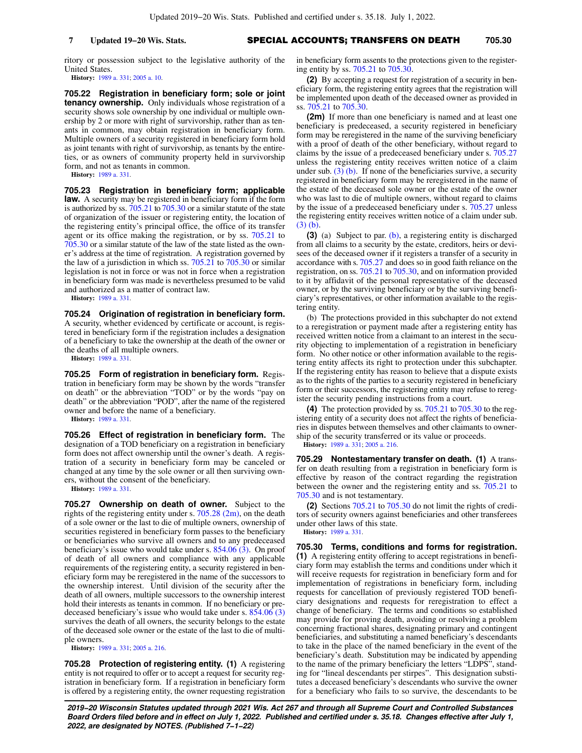ritory or possession subject to the legislative authority of the United States.

**History:** 1989 a. 331; 2005 a. 10.

**705.22 Registration in beneficiary form; sole or joint tenancy ownership.** Only individuals whose registration of a security shows sole ownership by one individual or multiple ownership by 2 or more with right of survivorship, rather than as tenants in common, may obtain registration in beneficiary form. Multiple owners of a security registered in beneficiary form hold as joint tenants with right of survivorship, as tenants by the entireties, or as owners of community property held in survivorship form, and not as tenants in common.

**History:** 1989 a. 331.

**705.23 Registration in beneficiary form; applicable law.** A security may be registered in beneficiary form if the form is authorized by ss. 705.21 to 705.30 or a similar statute of the state of organization of the issuer or registering entity, the location of the registering entity's principal office, the office of its transfer agent or its office making the registration, or by ss. 705.21 to 705.30 or a similar statute of the law of the state listed as the owner's address at the time of registration. A registration governed by the law of a jurisdiction in which ss. 705.21 to 705.30 or similar legislation is not in force or was not in force when a registration in beneficiary form was made is nevertheless presumed to be valid and authorized as a matter of contract law.

**History:** 1989 a. 331.

**705.24 Origination of registration in beneficiary form.** A security, whether evidenced by certificate or account, is registered in beneficiary form if the registration includes a designation of a beneficiary to take the ownership at the death of the owner or the deaths of all multiple owners.

**History:** 1989 a. 331.

**705.25 Form of registration in beneficiary form.** Registration in beneficiary form may be shown by the words "transfer on death" or the abbreviation "TOD" or by the words "pay on death" or the abbreviation "POD", after the name of the registered owner and before the name of a beneficiary.

**History:** 1989 a. 331.

**705.26 Effect of registration in beneficiary form.** The designation of a TOD beneficiary on a registration in beneficiary form does not affect ownership until the owner's death. A registration of a security in beneficiary form may be canceled or changed at any time by the sole owner or all then surviving owners, without the consent of the beneficiary.

**History:** 1989 a. 331.

**705.27 Ownership on death of owner.** Subject to the rights of the registering entity under s. 705.28 (2m), on the death of a sole owner or the last to die of multiple owners, ownership of securities registered in beneficiary form passes to the beneficiary or beneficiaries who survive all owners and to any predeceased beneficiary's issue who would take under s. 854.06 (3). On proof of death of all owners and compliance with any applicable requirements of the registering entity, a security registered in beneficiary form may be reregistered in the name of the successors to the ownership interest. Until division of the security after the death of all owners, multiple successors to the ownership interest hold their interests as tenants in common. If no beneficiary or predeceased beneficiary's issue who would take under s. 854.06 (3) survives the death of all owners, the security belongs to the estate of the deceased sole owner or the estate of the last to die of multiple owners.

**History:** 1989 a. 331; 2005 a. 216.

**705.28 Protection of registering entity. (1)** A registering entity is not required to offer or to accept a request for security registration in beneficiary form. If a registration in beneficiary form is offered by a registering entity, the owner requesting registration in beneficiary form assents to the protections given to the registering entity by ss. 705.21 to 705.30.

**(2)** By accepting a request for registration of a security in beneficiary form, the registering entity agrees that the registration will be implemented upon death of the deceased owner as provided in ss. 705.21 to 705.30.

**(2m)** If more than one beneficiary is named and at least one beneficiary is predeceased, a security registered in beneficiary form may be reregistered in the name of the surviving beneficiary with a proof of death of the other beneficiary, without regard to claims by the issue of a predeceased beneficiary under s. 705.27 unless the registering entity receives written notice of a claim under sub. (3) (b). If none of the beneficiaries survive, a security registered in beneficiary form may be reregistered in the name of the estate of the deceased sole owner or the estate of the owner who was last to die of multiple owners, without regard to claims by the issue of a predeceased beneficiary under s. 705.27 unless the registering entity receives written notice of a claim under sub. (3) (b).

**(3)** (a) Subject to par. (b), a registering entity is discharged from all claims to a security by the estate, creditors, heirs or devisees of the deceased owner if it registers a transfer of a security in accordance with s. 705.27 and does so in good faith reliance on the registration, on ss. 705.21 to 705.30, and on information provided to it by affidavit of the personal representative of the deceased owner, or by the surviving beneficiary or by the surviving beneficiary's representatives, or other information available to the registering entity.

(b) The protections provided in this subchapter do not extend to a reregistration or payment made after a registering entity has received written notice from a claimant to an interest in the security objecting to implementation of a registration in beneficiary form. No other notice or other information available to the registering entity affects its right to protection under this subchapter. If the registering entity has reason to believe that a dispute exists as to the rights of the parties to a security registered in beneficiary form or their successors, the registering entity may refuse to reregister the security pending instructions from a court.

**(4)** The protection provided by ss. 705.21 to 705.30 to the registering entity of a security does not affect the rights of beneficiaries in disputes between themselves and other claimants to ownership of the security transferred or its value or proceeds.

**History:** 1989 a. 331; 2005 a. 216.

**705.29 Nontestamentary transfer on death. (1)** A transfer on death resulting from a registration in beneficiary form is effective by reason of the contract regarding the registration between the owner and the registering entity and ss. 705.21 to 705.30 and is not testamentary.

**(2)** Sections 705.21 to 705.30 do not limit the rights of creditors of security owners against beneficiaries and other transferees under other laws of this state.

**History:** 1989 a. 331.

**705.30 Terms, conditions and forms for registration. (1)** A registering entity offering to accept registrations in beneficiary form may establish the terms and conditions under which it will receive requests for registration in beneficiary form and for implementation of registrations in beneficiary form, including requests for cancellation of previously registered TOD beneficiary designations and requests for reregistration to effect a change of beneficiary. The terms and conditions so established may provide for proving death, avoiding or resolving a problem concerning fractional shares, designating primary and contingent beneficiaries, and substituting a named beneficiary's descendants to take in the place of the named beneficiary in the event of the beneficiary's death. Substitution may be indicated by appending to the name of the primary beneficiary the letters "LDPS", standing for "lineal descendants per stirpes". This designation substitutes a deceased beneficiary's descendants who survive the owner for a beneficiary who fails to so survive, the descendants to be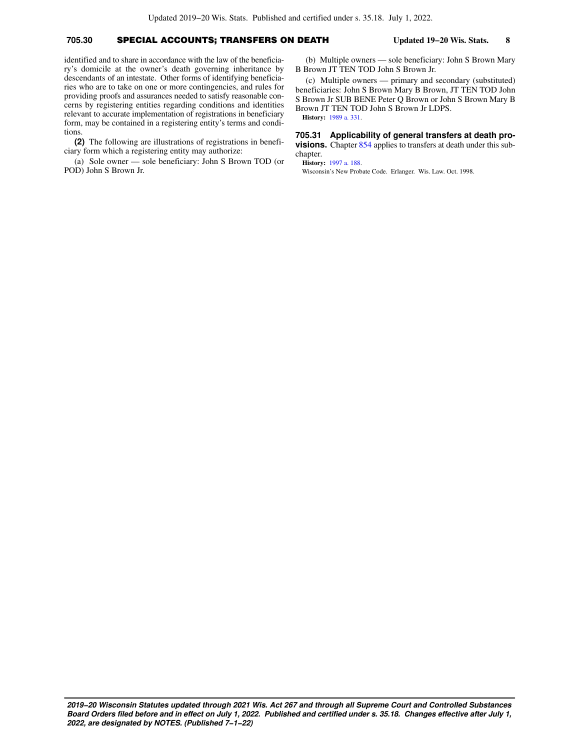identified and to share in accordance with the law of the beneficiary's domicile at the owner's death governing inheritance by descendants of an intestate. Other forms of identifying beneficiaries who are to take on one or more contingencies, and rules for providing proofs and assurances needed to satisfy reasonable concerns by registering entities regarding conditions and identities relevant to accurate implementation of registrations in beneficiary form, may be contained in a registering entity's terms and conditions.

**(2)** The following are illustrations of registrations in beneficiary form which a registering entity may authorize:

(a) Sole owner — sole beneficiary: John S Brown TOD (or POD) John S Brown Jr.

(b) Multiple owners — sole beneficiary: John S Brown Mary B Brown JT TEN TOD John S Brown Jr.

(c) Multiple owners — primary and secondary (substituted) beneficiaries: John S Brown Mary B Brown, JT TEN TOD John S Brown Jr SUB BENE Peter Q Brown or John S Brown Mary B Brown JT TEN TOD John S Brown Jr LDPS.

**History:** 1989 a. 331.

**705.31 Applicability of general transfers at death provisions.** Chapter 854 applies to transfers at death under this subchapter.

**History:** 1997 a. 188.

Wisconsin's New Probate Code. Erlanger. Wis. Law. Oct. 1998.